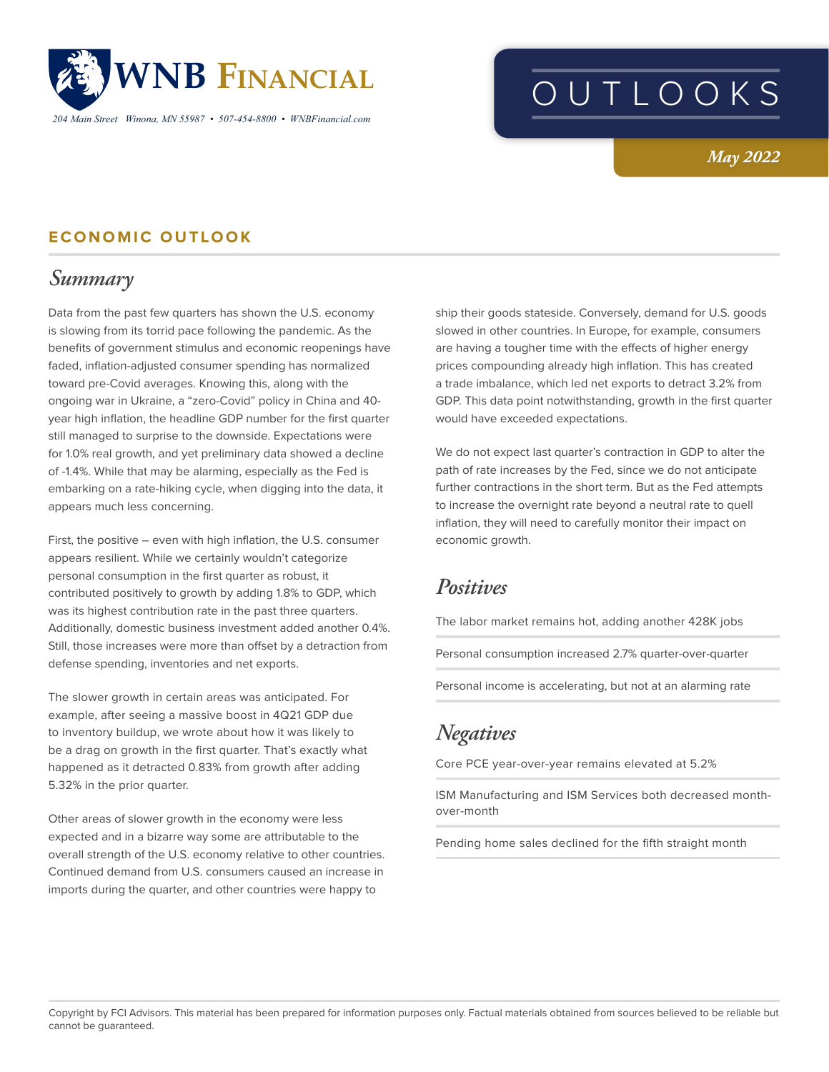# WNB Financial

*204 Main Street Winona, MN 55987 • 507-454-8800 • WNBFinancial.com*

# OUTLOOKS

*May 2022*

## ECONOMIC OUTLOOK

### *Summary*

Data from the past few quarters has shown the U.S. economy is slowing from its torrid pace following the pandemic. As the benefits of government stimulus and economic reopenings have faded, inflation-adjusted consumer spending has normalized toward pre-Covid averages. Knowing this, along with the ongoing war in Ukraine, a "zero-Covid" policy in China and 40-year high inflation, the headline GDP number for the first quarter still managed to surprise to the downside. Expectations were for 1.0% real growth, and yet preliminary data showed a decline of -1.4%. While that may be alarming, especially as the Fed is embarking on a rate-hiking cycle, when digging into the data, it appears much less concerning.

First, the positive – even with high inflation, the U.S. consumer appears resilient. While we certainly wouldn't categorize personal consumption in the first quarter as robust, it contributed positively to growth by adding 1.8% to GDP, which was its highest contribution rate in the past three quarters. Additionally, domestic business investment added another 0.4%. Still, those increases were more than offset by a detraction from defense spending, inventories and net exports.

The slower growth in certain areas was anticipated. For example, after seeing a massive boost in 4Q21 GDP due to inventory buildup, we wrote about how it was likely to be a drag on growth in the first quarter. That's exactly what happened as it detracted 0.83% from growth after adding 5.32% in the prior quarter.

Other areas of slower growth in the economy were less expected and in a bizarre way some are attributable to the overall strength of the U.S. economy relative to other countries. Continued demand from U.S. consumers caused an increase in imports during the quarter, and other countries were happy to ship their goods stateside. Conversely, demand for U.S. goods slowed in other countries. In Europe, for example, consumers are having a tougher time with the effects of higher energy prices compounding already high inflation. This has created a trade imbalance, which led net exports to detract 3.2% from GDP. This data point notwithstanding, growth in the first quarter would have exceeded expectations.

We do not expect last quarter's contraction in GDP to alter the path of rate increases by the Fed, since we do not anticipate further contractions in the short term. But as the Fed attempts to increase the overnight rate beyond a neutral rate to quell inflation, they will need to carefully monitor their impact on economic growth.

### *Positives*

- The labor market remains hot, adding another 428K jobs
- Personal consumption increased 2.7% quarter-over-quarter
- Personal income is accelerating, but not at an alarming rate

### *Negatives*

- Core PCE year-over-year remains elevated at 5.2%
- ISM Manufacturing and ISM Services both decreased month-over-month
- Pending home sales declined for the fifth straight month

Copyright by FCI Advisors. This material has been prepared for information purposes only. Factual materials obtained from sources believed to be reliable but cannot be guaranteed.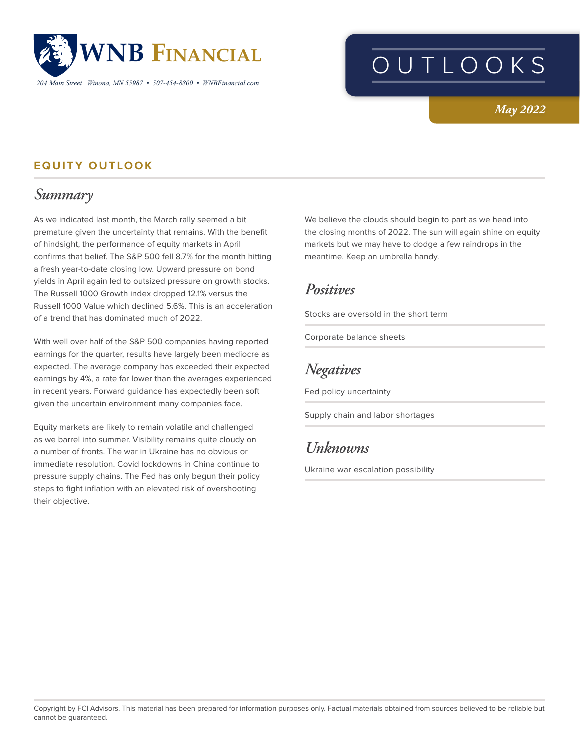# WNB Financial

204 Main Street Winona, MN 55987 • 507-454-8800 • WNBFinancial.com

# OUTLOOKS

*May 2022*

## EQUITY OUTLOOK

### *Summary*

As we indicated last month, the March rally seemed a bit premature given the uncertainty that remains. With the benefit of hindsight, the performance of equity markets in April confirms that belief. The S&P 500 fell 8.7% for the month hitting a fresh year-to-date closing low. Upward pressure on bond yields in April again led to outsized pressure on growth stocks. The Russell 1000 Growth index dropped 12.1% versus the Russell 1000 Value which declined 5.6%. This is an acceleration of a trend that has dominated much of 2022.

With well over half of the S&P 500 companies having reported earnings for the quarter, results have largely been mediocre as expected. The average company has exceeded their expected earnings by 4%, a rate far lower than the averages experienced in recent years. Forward guidance has expectedly been soft given the uncertain environment many companies face.

Equity markets are likely to remain volatile and challenged as we barrel into summer. Visibility remains quite cloudy on a number of fronts. The war in Ukraine has no obvious or immediate resolution. Covid lockdowns in China continue to pressure supply chains. The Fed has only begun their policy steps to fight inflation with an elevated risk of overshooting their objective.

We believe the clouds should begin to part as we head into the closing months of 2022. The sun will again shine on equity markets but we may have to dodge a few raindrops in the meantime. Keep an umbrella handy.

### *Positives*

Stocks are oversold in the short term

Corporate balance sheets

### *Negatives*

Fed policy uncertainty

Supply chain and labor shortages

### *Unknowns*

Ukraine war escalation possibility

Copyright by FCI Advisors. This material has been prepared for information purposes only. Factual materials obtained from sources believed to be reliable but cannot be guaranteed.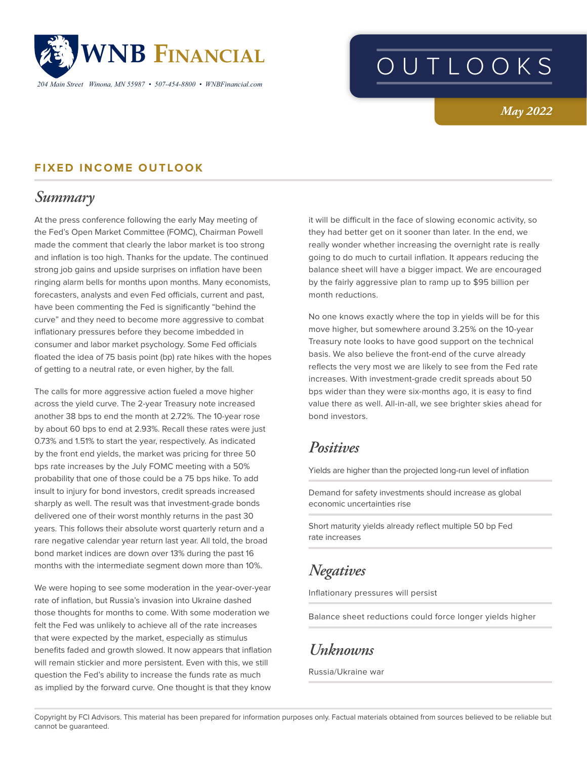# WNB Financial

204 Main Street Winona, MN 55987 • 507-454-8800 • WNBFinancial.com

# OUTLOOKS

*May 2022*

## FIXED INCOME OUTLOOK

### *Summary*

At the press conference following the early May meeting of the Fed's Open Market Committee (FOMC), Chairman Powell made the comment that clearly the labor market is too strong and inflation is too high. Thanks for the update. The continued strong job gains and upside surprises on inflation have been ringing alarm bells for months upon months. Many economists, forecasters, analysts and even Fed officials, current and past, have been commenting the Fed is significantly "behind the curve" and they need to become more aggressive to combat inflationary pressures before they become imbedded in consumer and labor market psychology. Some Fed officials floated the idea of 75 basis point (bp) rate hikes with the hopes of getting to a neutral rate, or even higher, by the fall.

The calls for more aggressive action fueled a move higher across the yield curve. The 2-year Treasury note increased another 38 bps to end the month at 2.72%. The 10-year rose by about 60 bps to end at 2.93%. Recall these rates were just 0.73% and 1.51% to start the year, respectively. As indicated by the front end yields, the market was pricing for three 50 bps rate increases by the July FOMC meeting with a 50% probability that one of those could be a 75 bps hike. To add insult to injury for bond investors, credit spreads increased sharply as well. The result was that investment-grade bonds delivered one of their worst monthly returns in the past 30 years. This follows their absolute worst quarterly return and a rare negative calendar year return last year. All told, the broad bond market indices are down over 13% during the past 16 months with the intermediate segment down more than 10%.

We were hoping to see some moderation in the year-over-year rate of inflation, but Russia's invasion into Ukraine dashed those thoughts for months to come. With some moderation we felt the Fed was unlikely to achieve all of the rate increases that were expected by the market, especially as stimulus benefits faded and growth slowed. It now appears that inflation will remain stickier and more persistent. Even with this, we still question the Fed's ability to increase the funds rate as much as implied by the forward curve. One thought is that they know it will be difficult in the face of slowing economic activity, so they had better get on it sooner than later. In the end, we really wonder whether increasing the overnight rate is really going to do much to curtail inflation. It appears reducing the balance sheet will have a bigger impact. We are encouraged by the fairly aggressive plan to ramp up to $95 billion per month reductions.

No one knows exactly where the top in yields will be for this move higher, but somewhere around 3.25% on the 10-year Treasury note looks to have good support on the technical basis. We also believe the front-end of the curve already reflects the very most we are likely to see from the Fed rate increases. With investment-grade credit spreads about 50 bps wider than they were six-months ago, it is easy to find value there as well. All-in-all, we see brighter skies ahead for bond investors.

### *Positives*

- Yields are higher than the projected long-run level of inflation
- Demand for safety investments should increase as global economic uncertainties rise
- Short maturity yields already reflect multiple 50 bp Fed rate increases

### *Negatives*

- Inflationary pressures will persist
- Balance sheet reductions could force longer yields higher

### *Unknowns*

- Russia/Ukraine war

Copyright by FCI Advisors. This material has been prepared for information purposes only. Factual materials obtained from sources believed to be reliable but cannot be guaranteed.